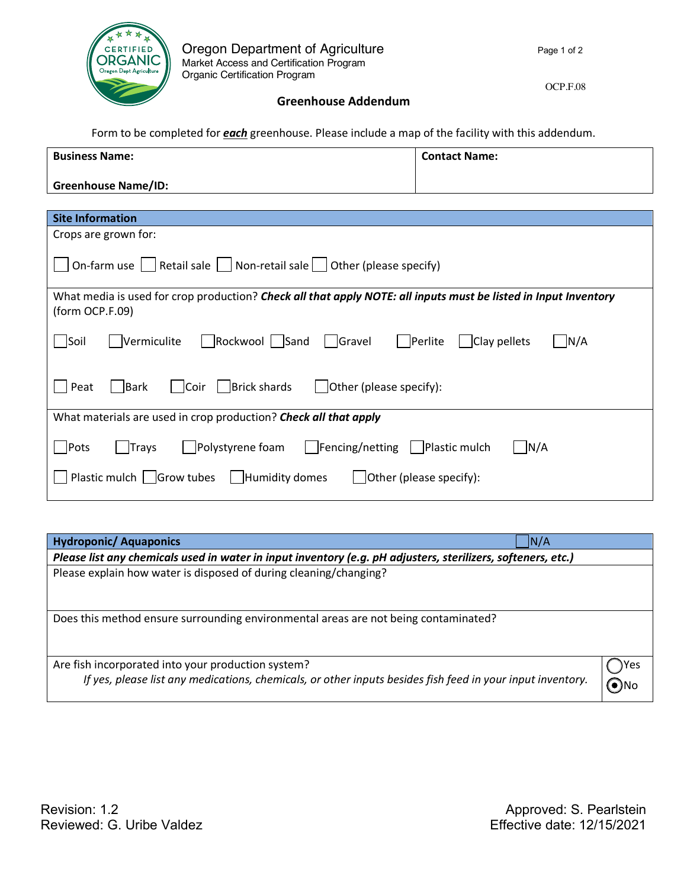Oregon Department of Agriculture
Market Access and Certification Program
Organic Certification Program

OCP.F.08

## Greenhouse Addendum

Form to be completed for ***each*** greenhouse. Please include a map of the facility with this addendum.

| **Business Name:** | **Contact Name:** |
|---|---|
| **Greenhouse Name/ID:** | |

| **Site Information** |
|---|
| Crops are grown for:<br><br>☐ On-farm use ☐ Retail sale ☐ Non-retail sale ☐ Other (please specify) |
| What media is used for crop production? ***Check all that apply NOTE: all inputs must be listed in Input Inventory*** (form OCP.F.09)<br><br>☐ Soil ☐ Vermiculite ☐ Rockwool ☐ Sand ☐ Gravel ☐ Perlite ☐ Clay pellets ☐ N/A<br><br>☐ Peat ☐ Bark ☐ Coir ☐ Brick shards ☐ Other (please specify): |
| What materials are used in crop production? ***Check all that apply***<br><br>☐ Pots ☐ Trays ☐ Polystyrene foam ☐ Fencing/netting ☐ Plastic mulch ☐ N/A<br><br>☐ Plastic mulch ☐ Grow tubes ☐ Humidity domes ☐ Other (please specify): |

| **Hydroponic/ Aquaponics** ☐ N/A | |
|---|---|
| ***Please list any chemicals used in water in input inventory (e.g. pH adjusters, sterilizers, softeners, etc.)*** | |
| Please explain how water is disposed of during cleaning/changing? | |
| Does this method ensure surrounding environmental areas are not being contaminated? | |
| Are fish incorporated into your production system?<br>*If yes, please list any medications, chemicals, or other inputs besides fish feed in your input inventory.* | ○ Yes<br>◉ No |

Revision: 1.2
Reviewed: G. Uribe Valdez

Approved: S. Pearlstein
Effective date: 12/15/2021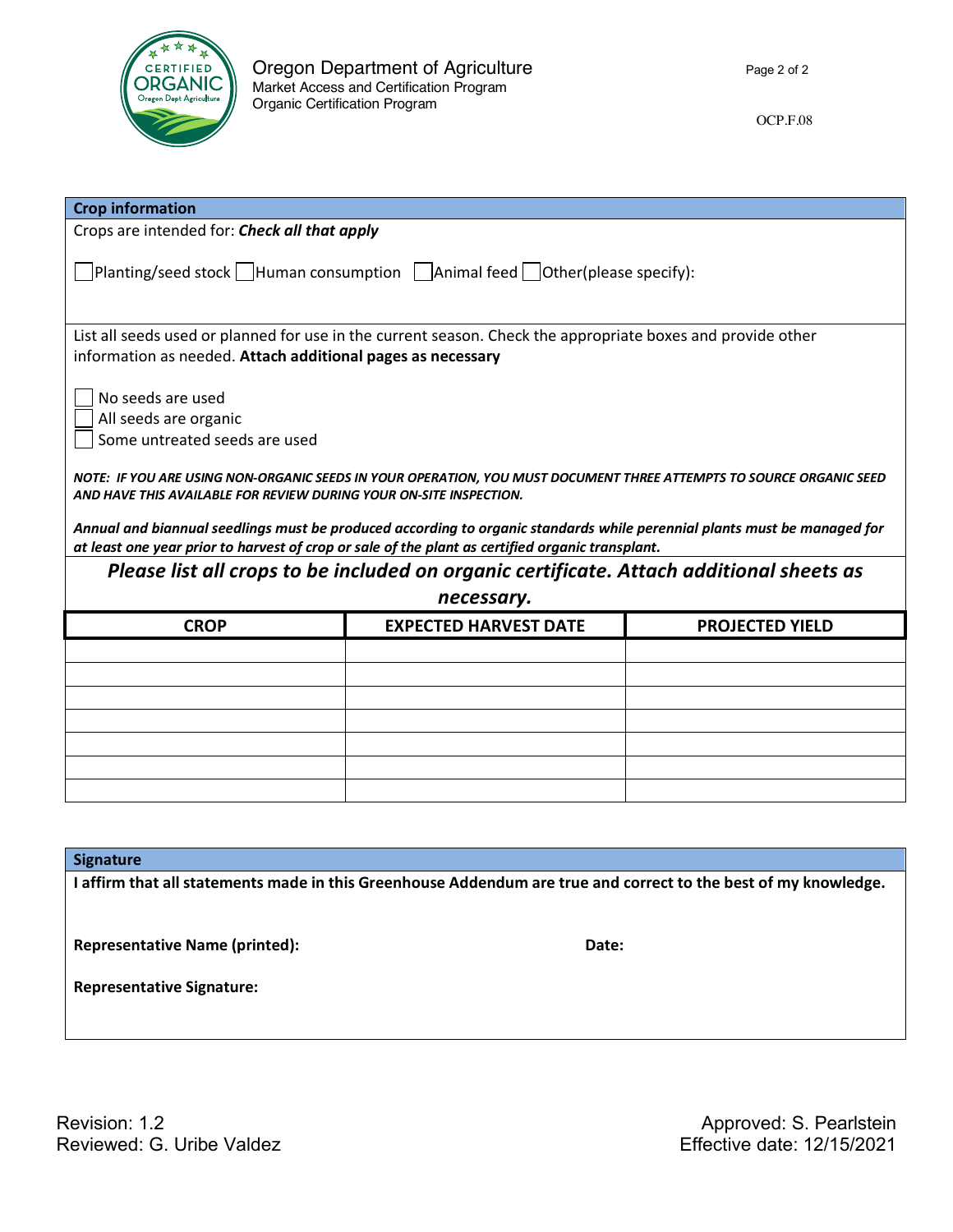Oregon Department of Agriculture
Market Access and Certification Program
Organic Certification Program

OCP.F.08

## Crop information

Crops are intended for: ***Check all that apply***

☐ Planting/seed stock ☐ Human consumption ☐ Animal feed ☐ Other(please specify):

List all seeds used or planned for use in the current season. Check the appropriate boxes and provide other information as needed. **Attach additional pages as necessary**

☐ No seeds are used
☐ All seeds are organic
☐ Some untreated seeds are used

***NOTE: IF YOU ARE USING NON-ORGANIC SEEDS IN YOUR OPERATION, YOU MUST DOCUMENT THREE ATTEMPTS TO SOURCE ORGANIC SEED AND HAVE THIS AVAILABLE FOR REVIEW DURING YOUR ON-SITE INSPECTION.***

***Annual and biannual seedlings must be produced according to organic standards while perennial plants must be managed for at least one year prior to harvest of crop or sale of the plant as certified organic transplant.***

***Please list all crops to be included on organic certificate. Attach additional sheets as necessary.***

| CROP | EXPECTED HARVEST DATE | PROJECTED YIELD |
|---|---|---|
| | | |
| | | |
| | | |
| | | |
| | | |
| | | |
| | | |

## Signature

**I affirm that all statements made in this Greenhouse Addendum are true and correct to the best of my knowledge.**

**Representative Name (printed):** **Date:**

**Representative Signature:**

Revision: 1.2
Reviewed: G. Uribe Valdez

Approved: S. Pearlstein
Effective date: 12/15/2021